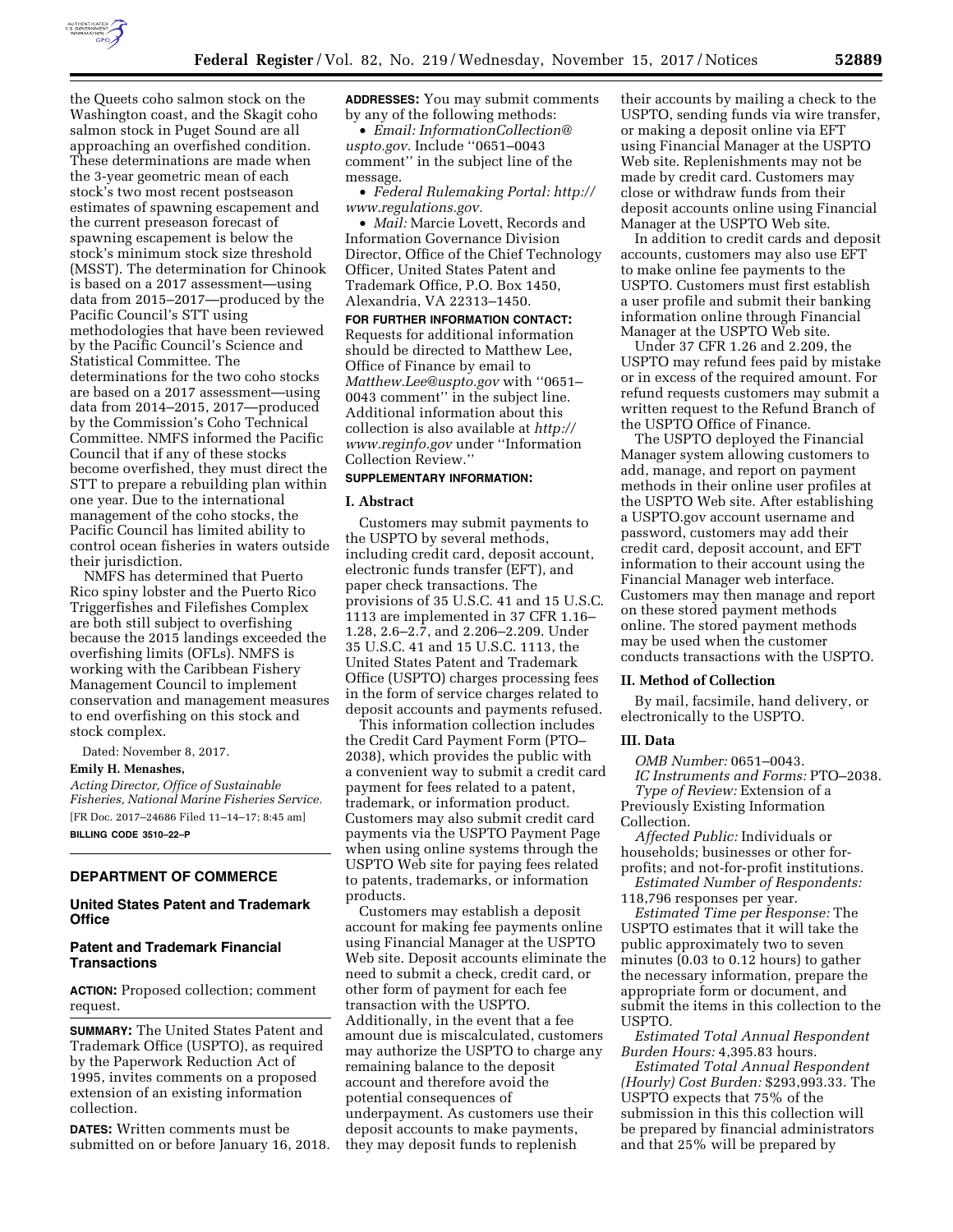the Queets coho salmon stock on the Washington coast, and the Skagit coho salmon stock in Puget Sound are all approaching an overfished condition. These determinations are made when the 3-year geometric mean of each stock's two most recent postseason estimates of spawning escapement and the current preseason forecast of spawning escapement is below the stock's minimum stock size threshold (MSST). The determination for Chinook is based on a 2017 assessment—using data from 2015–2017—produced by the Pacific Council's STT using methodologies that have been reviewed by the Pacific Council's Science and Statistical Committee. The determinations for the two coho stocks are based on a 2017 assessment—using data from 2014–2015, 2017—produced by the Commission's Coho Technical Committee. NMFS informed the Pacific Council that if any of these stocks become overfished, they must direct the STT to prepare a rebuilding plan within one year. Due to the international management of the coho stocks, the Pacific Council has limited ability to control ocean fisheries in waters outside their jurisdiction.

NMFS has determined that Puerto Rico spiny lobster and the Puerto Rico Triggerfishes and Filefishes Complex are both still subject to overfishing because the 2015 landings exceeded the overfishing limits (OFLs). NMFS is working with the Caribbean Fishery Management Council to implement conservation and management measures to end overfishing on this stock and stock complex.

Dated: November 8, 2017.

**Emily H. Menashes,**

*Acting Director, Office of Sustainable Fisheries, National Marine Fisheries Service.*

[FR Doc. 2017–24686 Filed 11–14–17; 8:45 am]

**BILLING CODE 3510–22–P**

## DEPARTMENT OF COMMERCE

### United States Patent and Trademark Office

### Patent and Trademark Financial Transactions

**ACTION:** Proposed collection; comment request.

**SUMMARY:** The United States Patent and Trademark Office (USPTO), as required by the Paperwork Reduction Act of 1995, invites comments on a proposed extension of an existing information collection.

**DATES:** Written comments must be submitted on or before January 16, 2018.

**ADDRESSES:** You may submit comments by any of the following methods:

- *Email: InformationCollection@uspto.gov*. Include ''0651–0043 comment'' in the subject line of the message.
- *Federal Rulemaking Portal: http://www.regulations.gov.*
- *Mail:* Marcie Lovett, Records and Information Governance Division Director, Office of the Chief Technology Officer, United States Patent and Trademark Office, P.O. Box 1450, Alexandria, VA 22313–1450.

**FOR FURTHER INFORMATION CONTACT:** Requests for additional information should be directed to Matthew Lee, Office of Finance by email to *Matthew.Lee@uspto.gov* with ''0651–0043 comment'' in the subject line. Additional information about this collection is also available at *http://www.reginfo.gov* under ''Information Collection Review.''

**SUPPLEMENTARY INFORMATION:**

### I. Abstract

Customers may submit payments to the USPTO by several methods, including credit card, deposit account, electronic funds transfer (EFT), and paper check transactions. The provisions of 35 U.S.C. 41 and 15 U.S.C. 1113 are implemented in 37 CFR 1.16–1.28, 2.6–2.7, and 2.206–2.209. Under 35 U.S.C. 41 and 15 U.S.C. 1113, the United States Patent and Trademark Office (USPTO) charges processing fees in the form of service charges related to deposit accounts and payments refused.

This information collection includes the Credit Card Payment Form (PTO–2038), which provides the public with a convenient way to submit a credit card payment for fees related to a patent, trademark, or information product. Customers may also submit credit card payments via the USPTO Payment Page when using online systems through the USPTO Web site for paying fees related to patents, trademarks, or information products.

Customers may establish a deposit account for making fee payments online using Financial Manager at the USPTO Web site. Deposit accounts eliminate the need to submit a check, credit card, or other form of payment for each fee transaction with the USPTO. Additionally, in the event that a fee amount due is miscalculated, customers may authorize the USPTO to charge any remaining balance to the deposit account and therefore avoid the potential consequences of underpayment. As customers use their deposit accounts to make payments, they may deposit funds to replenish their accounts by mailing a check to the USPTO, sending funds via wire transfer, or making a deposit online via EFT using Financial Manager at the USPTO Web site. Replenishments may not be made by credit card. Customers may close or withdraw funds from their deposit accounts online using Financial Manager at the USPTO Web site.

In addition to credit cards and deposit accounts, customers may also use EFT to make online fee payments to the USPTO. Customers must first establish a user profile and submit their banking information online through Financial Manager at the USPTO Web site.

Under 37 CFR 1.26 and 2.209, the USPTO may refund fees paid by mistake or in excess of the required amount. For refund requests customers may submit a written request to the Refund Branch of the USPTO Office of Finance.

The USPTO deployed the Financial Manager system allowing customers to add, manage, and report on payment methods in their online user profiles at the USPTO Web site. After establishing a USPTO.gov account username and password, customers may add their credit card, deposit account, and EFT information to their account using the Financial Manager web interface. Customers may then manage and report on these stored payment methods online. The stored payment methods may be used when the customer conducts transactions with the USPTO.

### II. Method of Collection

By mail, facsimile, hand delivery, or electronically to the USPTO.

### III. Data

*OMB Number:* 0651–0043.

*IC Instruments and Forms:* PTO–2038.

*Type of Review:* Extension of a Previously Existing Information Collection.

*Affected Public:* Individuals or households; businesses or other for-profits; and not-for-profit institutions.

*Estimated Number of Respondents:* 118,796 responses per year.

*Estimated Time per Response:* The USPTO estimates that it will take the public approximately two to seven minutes (0.03 to 0.12 hours) to gather the necessary information, prepare the appropriate form or document, and submit the items in this collection to the USPTO.

*Estimated Total Annual Respondent Burden Hours:* 4,395.83 hours.

*Estimated Total Annual Respondent (Hourly) Cost Burden:* $293,993.33. The USPTO expects that 75% of the submission in this this collection will be prepared by financial administrators and that 25% will be prepared by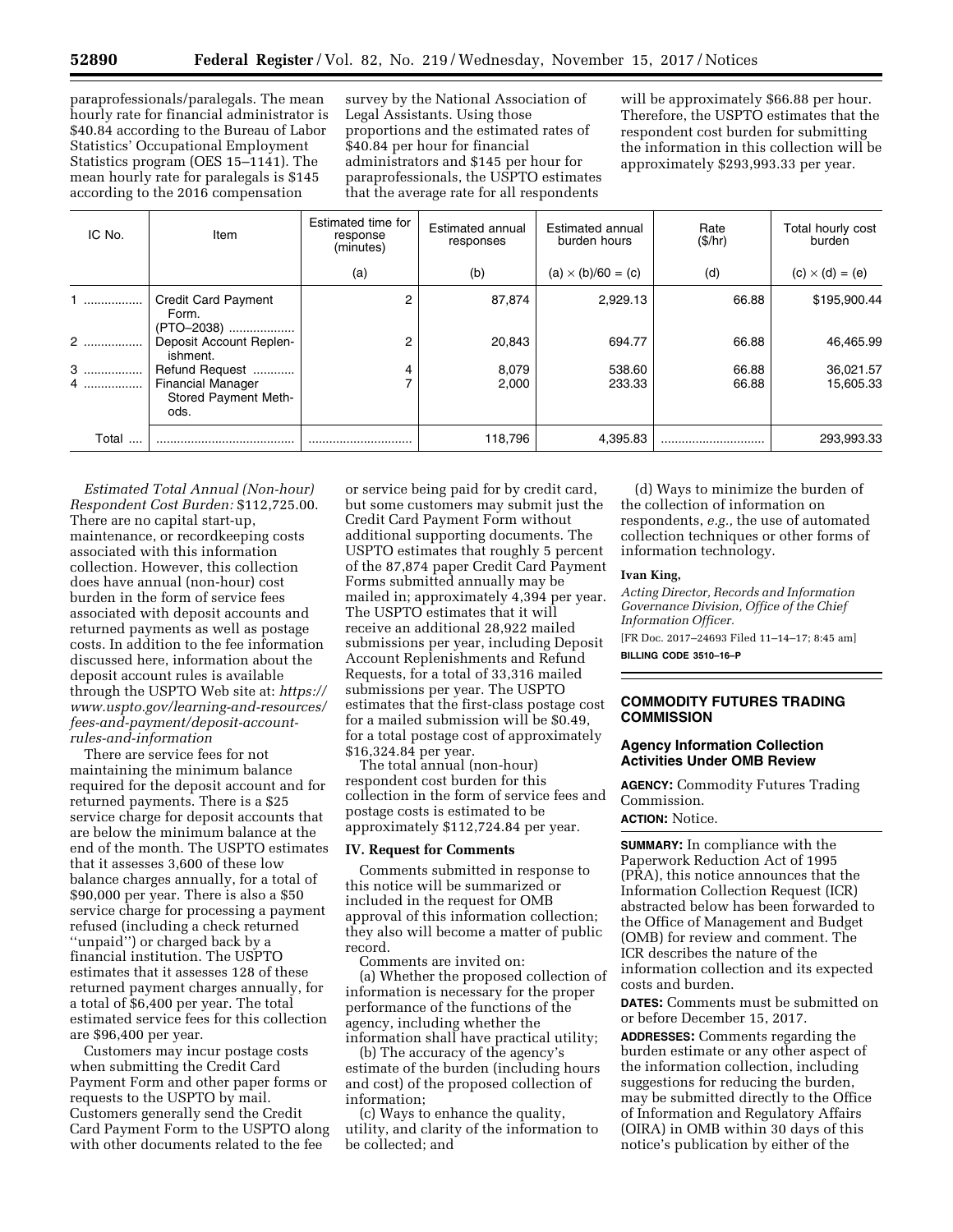paraprofessionals/paralegals. The mean hourly rate for financial administrator is $40.84 according to the Bureau of Labor Statistics' Occupational Employment Statistics program (OES 15–1141). The mean hourly rate for paralegals is $145 according to the 2016 compensation survey by the National Association of Legal Assistants. Using those proportions and the estimated rates of $40.84 per hour for financial administrators and $145 per hour for paraprofessionals, the USPTO estimates that the average rate for all respondents will be approximately $66.88 per hour. Therefore, the USPTO estimates that the respondent cost burden for submitting the information in this collection will be approximately $293,993.33 per year.

| IC No. | Item | Estimated time for response (minutes) | Estimated annual responses | Estimated annual burden hours | Rate ($/hr) | Total hourly cost burden |
|---|---|---|---|---|---|---|
| | | (a) | (b) | (a) × (b)/60 = (c) | (d) | (c) × (d) = (e) |
| 1 | Credit Card Payment Form. (PTO–2038) | 2 | 87,874 | 2,929.13 | 66.88 | $195,900.44 |
| 2 | Deposit Account Replenishment. | 2 | 20,843 | 694.77 | 66.88 | 46,465.99 |
| 3 | Refund Request | 4 | 8,079 | 538.60 | 66.88 | 36,021.57 |
| 4 | Financial Manager Stored Payment Methods. | 7 | 2,000 | 233.33 | 66.88 | 15,605.33 |
| Total | | | 118,796 | 4,395.83 | | 293,993.33 |

*Estimated Total Annual (Non-hour) Respondent Cost Burden:* $112,725.00. There are no capital start-up, maintenance, or recordkeeping costs associated with this information collection. However, this collection does have annual (non-hour) cost burden in the form of service fees associated with deposit accounts and returned payments as well as postage costs. In addition to the fee information discussed here, information about the deposit account rules is available through the USPTO Web site at: *https://www.uspto.gov/learning-and-resources/fees-and-payment/deposit-account-rules-and-information*

There are service fees for not maintaining the minimum balance required for the deposit account and for returned payments. There is a $25 service charge for deposit accounts that are below the minimum balance at the end of the month. The USPTO estimates that it assesses 3,600 of these low balance charges annually, for a total of $90,000 per year. There is also a $50 service charge for processing a payment refused (including a check returned ''unpaid'') or charged back by a financial institution. The USPTO estimates that it assesses 128 of these returned payment charges annually, for a total of $6,400 per year. The total estimated service fees for this collection are $96,400 per year.

Customers may incur postage costs when submitting the Credit Card Payment Form and other paper forms or requests to the USPTO by mail. Customers generally send the Credit Card Payment Form to the USPTO along with other documents related to the fee or service being paid for by credit card, but some customers may submit just the Credit Card Payment Form without additional supporting documents. The USPTO estimates that roughly 5 percent of the 87,874 paper Credit Card Payment Forms submitted annually may be mailed in; approximately 4,394 per year. The USPTO estimates that it will receive an additional 28,922 mailed submissions per year, including Deposit Account Replenishments and Refund Requests, for a total of 33,316 mailed submissions per year. The USPTO estimates that the first-class postage cost for a mailed submission will be $0.49, for a total postage cost of approximately $16,324.84 per year.

The total annual (non-hour) respondent cost burden for this collection in the form of service fees and postage costs is estimated to be approximately $112,724.84 per year.

## IV. Request for Comments

Comments submitted in response to this notice will be summarized or included in the request for OMB approval of this information collection; they also will become a matter of public record.

Comments are invited on:

(a) Whether the proposed collection of information is necessary for the proper performance of the functions of the agency, including whether the information shall have practical utility;

(b) The accuracy of the agency's estimate of the burden (including hours and cost) of the proposed collection of information;

(c) Ways to enhance the quality, utility, and clarity of the information to be collected; and

(d) Ways to minimize the burden of the collection of information on respondents, *e.g.,* the use of automated collection techniques or other forms of information technology.

**Ivan King,**

*Acting Director, Records and Information Governance Division, Office of the Chief Information Officer.*

[FR Doc. 2017–24693 Filed 11–14–17; 8:45 am]

**BILLING CODE 3510–16–P**

## COMMODITY FUTURES TRADING COMMISSION

### Agency Information Collection Activities Under OMB Review

**AGENCY:** Commodity Futures Trading Commission.

**ACTION:** Notice.

**SUMMARY:** In compliance with the Paperwork Reduction Act of 1995 (PRA), this notice announces that the Information Collection Request (ICR) abstracted below has been forwarded to the Office of Management and Budget (OMB) for review and comment. The ICR describes the nature of the information collection and its expected costs and burden.

**DATES:** Comments must be submitted on or before December 15, 2017.

**ADDRESSES:** Comments regarding the burden estimate or any other aspect of the information collection, including suggestions for reducing the burden, may be submitted directly to the Office of Information and Regulatory Affairs (OIRA) in OMB within 30 days of this notice's publication by either of the